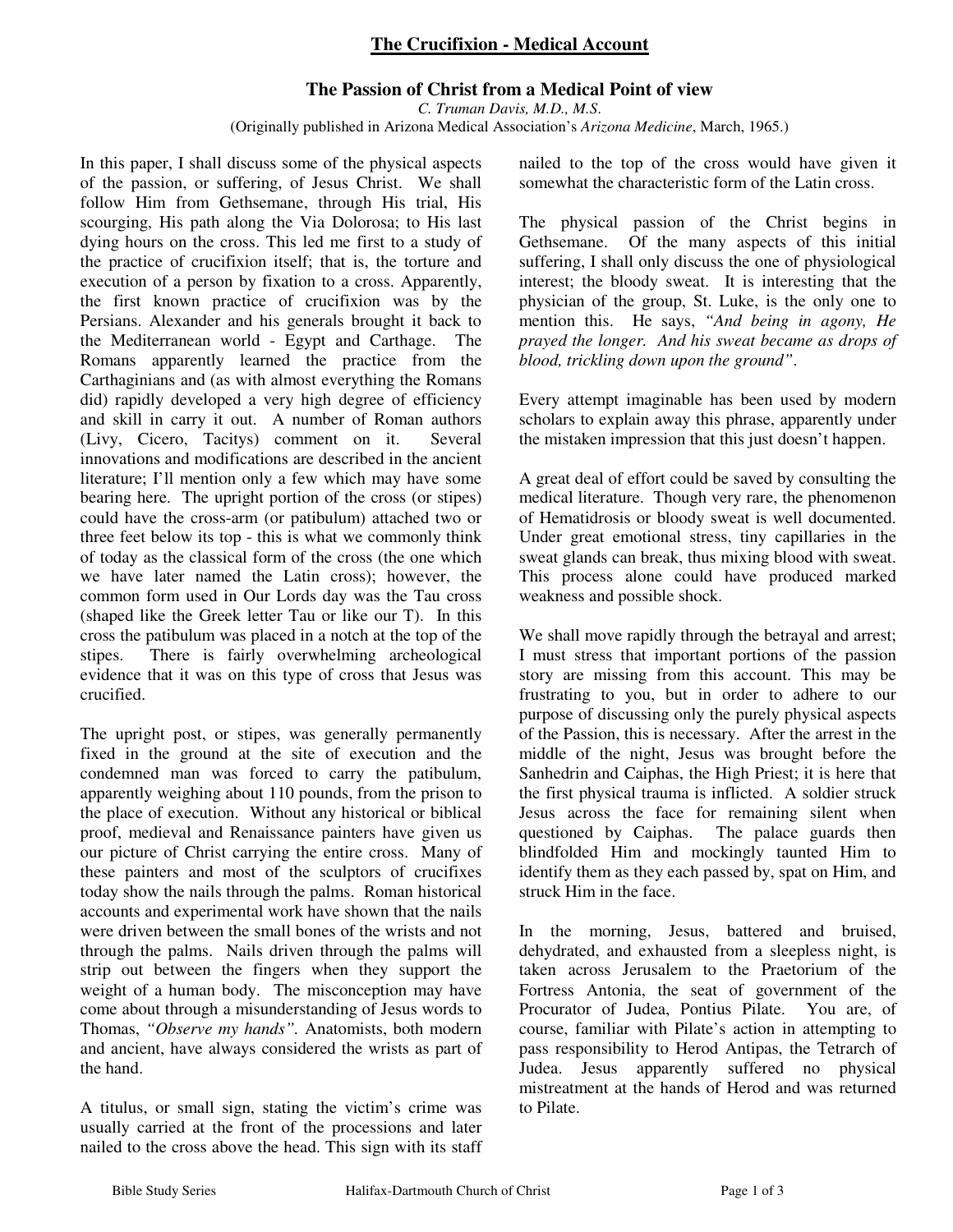# The Crucifixion - Medical Account

## The Passion of Christ from a Medical Point of view

*C. Truman Davis, M.D., M.S.*

(Originally published in Arizona Medical Association's *Arizona Medicine*, March, 1965.)

In this paper, I shall discuss some of the physical aspects of the passion, or suffering, of Jesus Christ. We shall follow Him from Gethsemane, through His trial, His scourging, His path along the Via Dolorosa; to His last dying hours on the cross. This led me first to a study of the practice of crucifixion itself; that is, the torture and execution of a person by fixation to a cross. Apparently, the first known practice of crucifixion was by the Persians. Alexander and his generals brought it back to the Mediterranean world - Egypt and Carthage. The Romans apparently learned the practice from the Carthaginians and (as with almost everything the Romans did) rapidly developed a very high degree of efficiency and skill in carry it out. A number of Roman authors (Livy, Cicero, Tacitys) comment on it. Several innovations and modifications are described in the ancient literature; I'll mention only a few which may have some bearing here. The upright portion of the cross (or stipes) could have the cross-arm (or patibulum) attached two or three feet below its top - this is what we commonly think of today as the classical form of the cross (the one which we have later named the Latin cross); however, the common form used in Our Lords day was the Tau cross (shaped like the Greek letter Tau or like our T). In this cross the patibulum was placed in a notch at the top of the stipes. There is fairly overwhelming archeological evidence that it was on this type of cross that Jesus was crucified.

The upright post, or stipes, was generally permanently fixed in the ground at the site of execution and the condemned man was forced to carry the patibulum, apparently weighing about 110 pounds, from the prison to the place of execution. Without any historical or biblical proof, medieval and Renaissance painters have given us our picture of Christ carrying the entire cross. Many of these painters and most of the sculptors of crucifixes today show the nails through the palms. Roman historical accounts and experimental work have shown that the nails were driven between the small bones of the wrists and not through the palms. Nails driven through the palms will strip out between the fingers when they support the weight of a human body. The misconception may have come about through a misunderstanding of Jesus words to Thomas, *"Observe my hands"*. Anatomists, both modern and ancient, have always considered the wrists as part of the hand.

A titulus, or small sign, stating the victim's crime was usually carried at the front of the processions and later nailed to the cross above the head. This sign with its staff nailed to the top of the cross would have given it somewhat the characteristic form of the Latin cross.

The physical passion of the Christ begins in Gethsemane. Of the many aspects of this initial suffering, I shall only discuss the one of physiological interest; the bloody sweat. It is interesting that the physician of the group, St. Luke, is the only one to mention this. He says, *"And being in agony, He prayed the longer. And his sweat became as drops of blood, trickling down upon the ground"*.

Every attempt imaginable has been used by modern scholars to explain away this phrase, apparently under the mistaken impression that this just doesn't happen.

A great deal of effort could be saved by consulting the medical literature. Though very rare, the phenomenon of Hematidrosis or bloody sweat is well documented. Under great emotional stress, tiny capillaries in the sweat glands can break, thus mixing blood with sweat. This process alone could have produced marked weakness and possible shock.

We shall move rapidly through the betrayal and arrest; I must stress that important portions of the passion story are missing from this account. This may be frustrating to you, but in order to adhere to our purpose of discussing only the purely physical aspects of the Passion, this is necessary. After the arrest in the middle of the night, Jesus was brought before the Sanhedrin and Caiphas, the High Priest; it is here that the first physical trauma is inflicted. A soldier struck Jesus across the face for remaining silent when questioned by Caiphas. The palace guards then blindfolded Him and mockingly taunted Him to identify them as they each passed by, spat on Him, and struck Him in the face.

In the morning, Jesus, battered and bruised, dehydrated, and exhausted from a sleepless night, is taken across Jerusalem to the Praetorium of the Fortress Antonia, the seat of government of the Procurator of Judea, Pontius Pilate. You are, of course, familiar with Pilate's action in attempting to pass responsibility to Herod Antipas, the Tetrarch of Judea. Jesus apparently suffered no physical mistreatment at the hands of Herod and was returned to Pilate.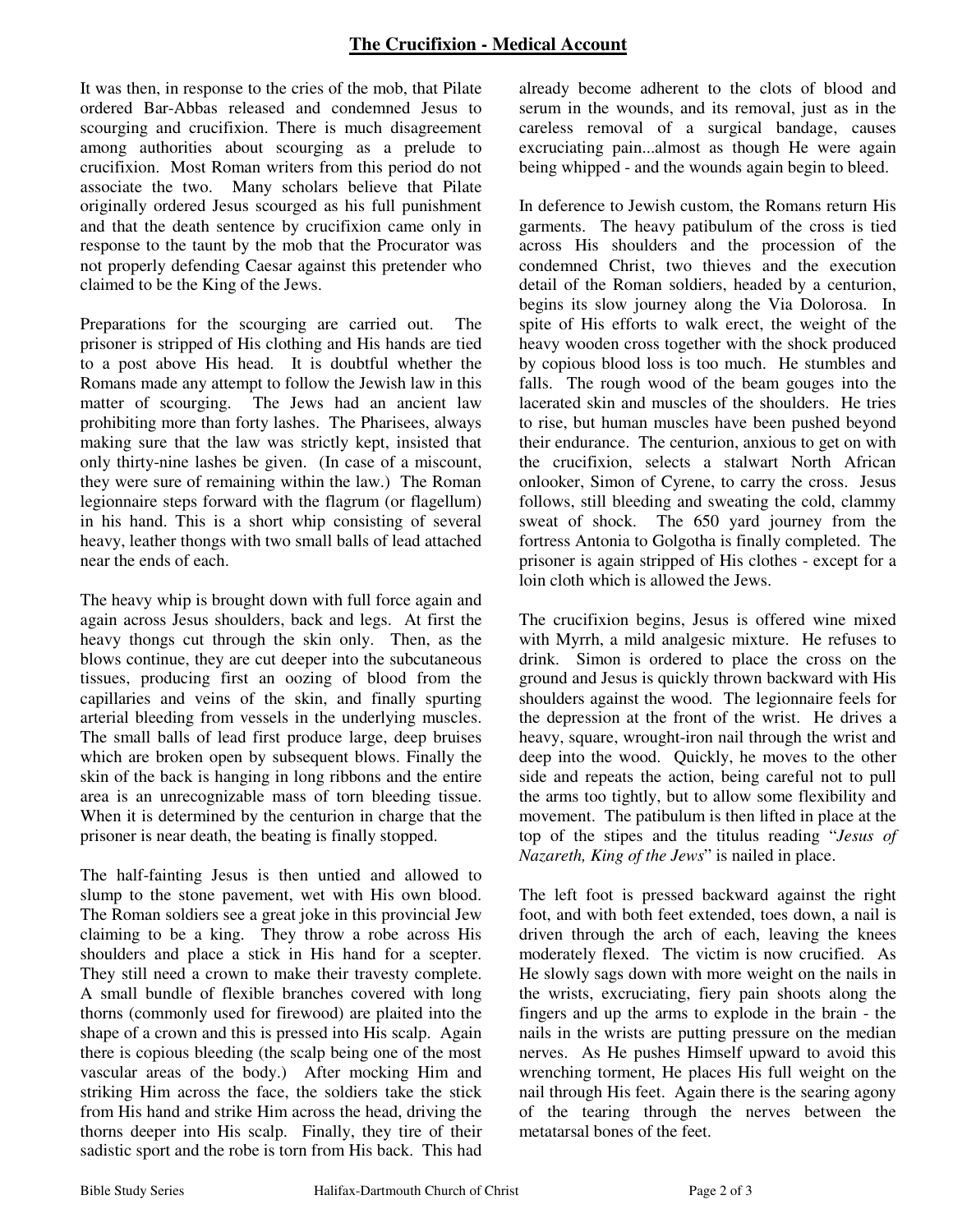## The Crucifixion - Medical Account

It was then, in response to the cries of the mob, that Pilate ordered Bar-Abbas released and condemned Jesus to scourging and crucifixion. There is much disagreement among authorities about scourging as a prelude to crucifixion. Most Roman writers from this period do not associate the two. Many scholars believe that Pilate originally ordered Jesus scourged as his full punishment and that the death sentence by crucifixion came only in response to the taunt by the mob that the Procurator was not properly defending Caesar against this pretender who claimed to be the King of the Jews.

Preparations for the scourging are carried out. The prisoner is stripped of His clothing and His hands are tied to a post above His head. It is doubtful whether the Romans made any attempt to follow the Jewish law in this matter of scourging. The Jews had an ancient law prohibiting more than forty lashes. The Pharisees, always making sure that the law was strictly kept, insisted that only thirty-nine lashes be given. (In case of a miscount, they were sure of remaining within the law.) The Roman legionnaire steps forward with the flagrum (or flagellum) in his hand. This is a short whip consisting of several heavy, leather thongs with two small balls of lead attached near the ends of each.

The heavy whip is brought down with full force again and again across Jesus shoulders, back and legs. At first the heavy thongs cut through the skin only. Then, as the blows continue, they are cut deeper into the subcutaneous tissues, producing first an oozing of blood from the capillaries and veins of the skin, and finally spurting arterial bleeding from vessels in the underlying muscles. The small balls of lead first produce large, deep bruises which are broken open by subsequent blows. Finally the skin of the back is hanging in long ribbons and the entire area is an unrecognizable mass of torn bleeding tissue. When it is determined by the centurion in charge that the prisoner is near death, the beating is finally stopped.

The half-fainting Jesus is then untied and allowed to slump to the stone pavement, wet with His own blood. The Roman soldiers see a great joke in this provincial Jew claiming to be a king. They throw a robe across His shoulders and place a stick in His hand for a scepter. They still need a crown to make their travesty complete. A small bundle of flexible branches covered with long thorns (commonly used for firewood) are plaited into the shape of a crown and this is pressed into His scalp. Again there is copious bleeding (the scalp being one of the most vascular areas of the body.) After mocking Him and striking Him across the face, the soldiers take the stick from His hand and strike Him across the head, driving the thorns deeper into His scalp. Finally, they tire of their sadistic sport and the robe is torn from His back. This had already become adherent to the clots of blood and serum in the wounds, and its removal, just as in the careless removal of a surgical bandage, causes excruciating pain...almost as though He were again being whipped - and the wounds again begin to bleed.

In deference to Jewish custom, the Romans return His garments. The heavy patibulum of the cross is tied across His shoulders and the procession of the condemned Christ, two thieves and the execution detail of the Roman soldiers, headed by a centurion, begins its slow journey along the Via Dolorosa. In spite of His efforts to walk erect, the weight of the heavy wooden cross together with the shock produced by copious blood loss is too much. He stumbles and falls. The rough wood of the beam gouges into the lacerated skin and muscles of the shoulders. He tries to rise, but human muscles have been pushed beyond their endurance. The centurion, anxious to get on with the crucifixion, selects a stalwart North African onlooker, Simon of Cyrene, to carry the cross. Jesus follows, still bleeding and sweating the cold, clammy sweat of shock. The 650 yard journey from the fortress Antonia to Golgotha is finally completed. The prisoner is again stripped of His clothes - except for a loin cloth which is allowed the Jews.

The crucifixion begins, Jesus is offered wine mixed with Myrrh, a mild analgesic mixture. He refuses to drink. Simon is ordered to place the cross on the ground and Jesus is quickly thrown backward with His shoulders against the wood. The legionnaire feels for the depression at the front of the wrist. He drives a heavy, square, wrought-iron nail through the wrist and deep into the wood. Quickly, he moves to the other side and repeats the action, being careful not to pull the arms too tightly, but to allow some flexibility and movement. The patibulum is then lifted in place at the top of the stipes and the titulus reading "*Jesus of Nazareth, King of the Jews*" is nailed in place.

The left foot is pressed backward against the right foot, and with both feet extended, toes down, a nail is driven through the arch of each, leaving the knees moderately flexed. The victim is now crucified. As He slowly sags down with more weight on the nails in the wrists, excruciating, fiery pain shoots along the fingers and up the arms to explode in the brain - the nails in the wrists are putting pressure on the median nerves. As He pushes Himself upward to avoid this wrenching torment, He places His full weight on the nail through His feet. Again there is the searing agony of the tearing through the nerves between the metatarsal bones of the feet.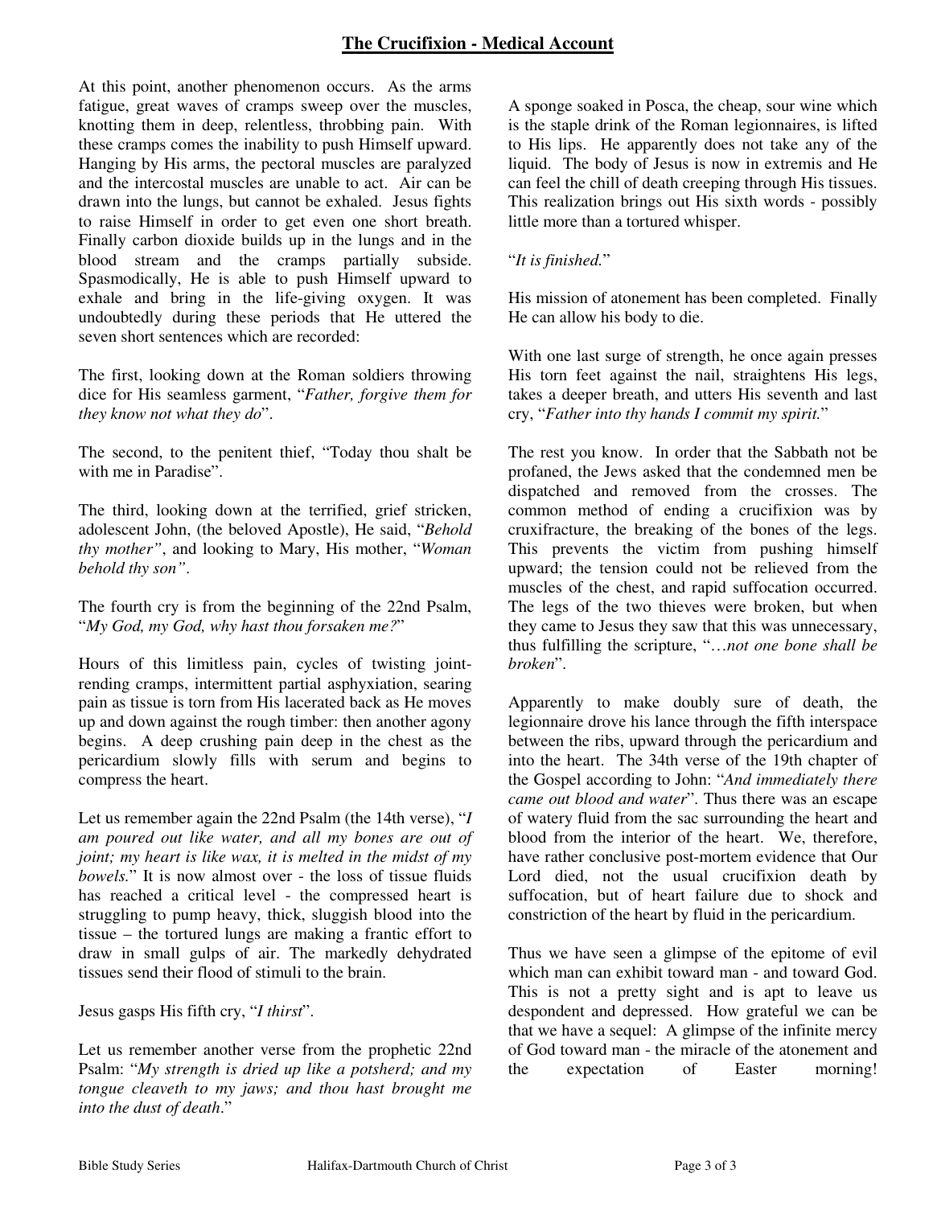# The Crucifixion - Medical Account

At this point, another phenomenon occurs. As the arms fatigue, great waves of cramps sweep over the muscles, knotting them in deep, relentless, throbbing pain. With these cramps comes the inability to push Himself upward. Hanging by His arms, the pectoral muscles are paralyzed and the intercostal muscles are unable to act. Air can be drawn into the lungs, but cannot be exhaled. Jesus fights to raise Himself in order to get even one short breath. Finally carbon dioxide builds up in the lungs and in the blood stream and the cramps partially subside. Spasmodically, He is able to push Himself upward to exhale and bring in the life-giving oxygen. It was undoubtedly during these periods that He uttered the seven short sentences which are recorded:

The first, looking down at the Roman soldiers throwing dice for His seamless garment, "*Father, forgive them for they know not what they do*".

The second, to the penitent thief, "Today thou shalt be with me in Paradise".

The third, looking down at the terrified, grief stricken, adolescent John, (the beloved Apostle), He said, "*Behold thy mother"*, and looking to Mary, His mother, "*Woman behold thy son"*.

The fourth cry is from the beginning of the 22nd Psalm, "*My God, my God, why hast thou forsaken me?*"

Hours of this limitless pain, cycles of twisting joint-rending cramps, intermittent partial asphyxiation, searing pain as tissue is torn from His lacerated back as He moves up and down against the rough timber: then another agony begins. A deep crushing pain deep in the chest as the pericardium slowly fills with serum and begins to compress the heart.

Let us remember again the 22nd Psalm (the 14th verse), "*I am poured out like water, and all my bones are out of joint; my heart is like wax, it is melted in the midst of my bowels.*" It is now almost over - the loss of tissue fluids has reached a critical level - the compressed heart is struggling to pump heavy, thick, sluggish blood into the tissue – the tortured lungs are making a frantic effort to draw in small gulps of air. The markedly dehydrated tissues send their flood of stimuli to the brain.

Jesus gasps His fifth cry, "*I thirst*".

Let us remember another verse from the prophetic 22nd Psalm: "*My strength is dried up like a potsherd; and my tongue cleaveth to my jaws; and thou hast brought me into the dust of death*."

A sponge soaked in Posca, the cheap, sour wine which is the staple drink of the Roman legionnaires, is lifted to His lips. He apparently does not take any of the liquid. The body of Jesus is now in extremis and He can feel the chill of death creeping through His tissues. This realization brings out His sixth words - possibly little more than a tortured whisper.

"*It is finished.*"

His mission of atonement has been completed. Finally He can allow his body to die.

With one last surge of strength, he once again presses His torn feet against the nail, straightens His legs, takes a deeper breath, and utters His seventh and last cry, "*Father into thy hands I commit my spirit.*"

The rest you know. In order that the Sabbath not be profaned, the Jews asked that the condemned men be dispatched and removed from the crosses. The common method of ending a crucifixion was by cruxifracture, the breaking of the bones of the legs. This prevents the victim from pushing himself upward; the tension could not be relieved from the muscles of the chest, and rapid suffocation occurred. The legs of the two thieves were broken, but when they came to Jesus they saw that this was unnecessary, thus fulfilling the scripture, "…*not one bone shall be broken*".

Apparently to make doubly sure of death, the legionnaire drove his lance through the fifth interspace between the ribs, upward through the pericardium and into the heart. The 34th verse of the 19th chapter of the Gospel according to John: "*And immediately there came out blood and water*". Thus there was an escape of watery fluid from the sac surrounding the heart and blood from the interior of the heart. We, therefore, have rather conclusive post-mortem evidence that Our Lord died, not the usual crucifixion death by suffocation, but of heart failure due to shock and constriction of the heart by fluid in the pericardium.

Thus we have seen a glimpse of the epitome of evil which man can exhibit toward man - and toward God. This is not a pretty sight and is apt to leave us despondent and depressed. How grateful we can be that we have a sequel: A glimpse of the infinite mercy of God toward man - the miracle of the atonement and the expectation of Easter morning!